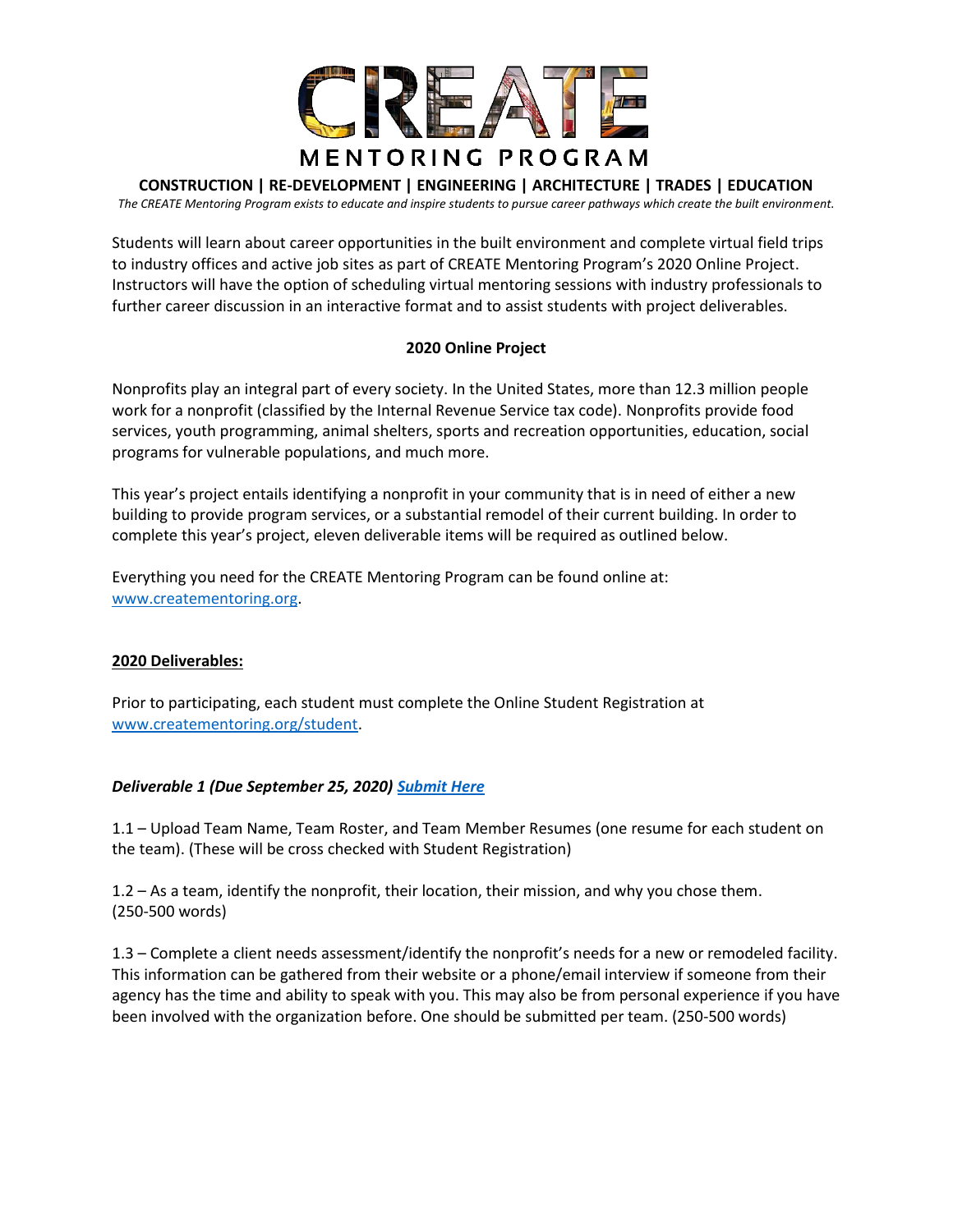# CREATE

MENTORING PROGRAM

**CONSTRUCTION | RE-DEVELOPMENT | ENGINEERING | ARCHITECTURE | TRADES | EDUCATION**

*The CREATE Mentoring Program exists to educate and inspire students to pursue career pathways which create the built environment.*

Students will learn about career opportunities in the built environment and complete virtual field trips to industry offices and active job sites as part of CREATE Mentoring Program's 2020 Online Project. Instructors will have the option of scheduling virtual mentoring sessions with industry professionals to further career discussion in an interactive format and to assist students with project deliverables.

## 2020 Online Project

Nonprofits play an integral part of every society. In the United States, more than 12.3 million people work for a nonprofit (classified by the Internal Revenue Service tax code). Nonprofits provide food services, youth programming, animal shelters, sports and recreation opportunities, education, social programs for vulnerable populations, and much more.

This year's project entails identifying a nonprofit in your community that is in need of either a new building to provide program services, or a substantial remodel of their current building. In order to complete this year's project, eleven deliverable items will be required as outlined below.

Everything you need for the CREATE Mentoring Program can be found online at: www.creatementoring.org.

### 2020 Deliverables:

Prior to participating, each student must complete the Online Student Registration at www.creatementoring.org/student.

***Deliverable 1 (Due September 25, 2020) Submit Here***

1.1 – Upload Team Name, Team Roster, and Team Member Resumes (one resume for each student on the team). (These will be cross checked with Student Registration)

1.2 – As a team, identify the nonprofit, their location, their mission, and why you chose them. (250-500 words)

1.3 – Complete a client needs assessment/identify the nonprofit's needs for a new or remodeled facility. This information can be gathered from their website or a phone/email interview if someone from their agency has the time and ability to speak with you. This may also be from personal experience if you have been involved with the organization before. One should be submitted per team. (250-500 words)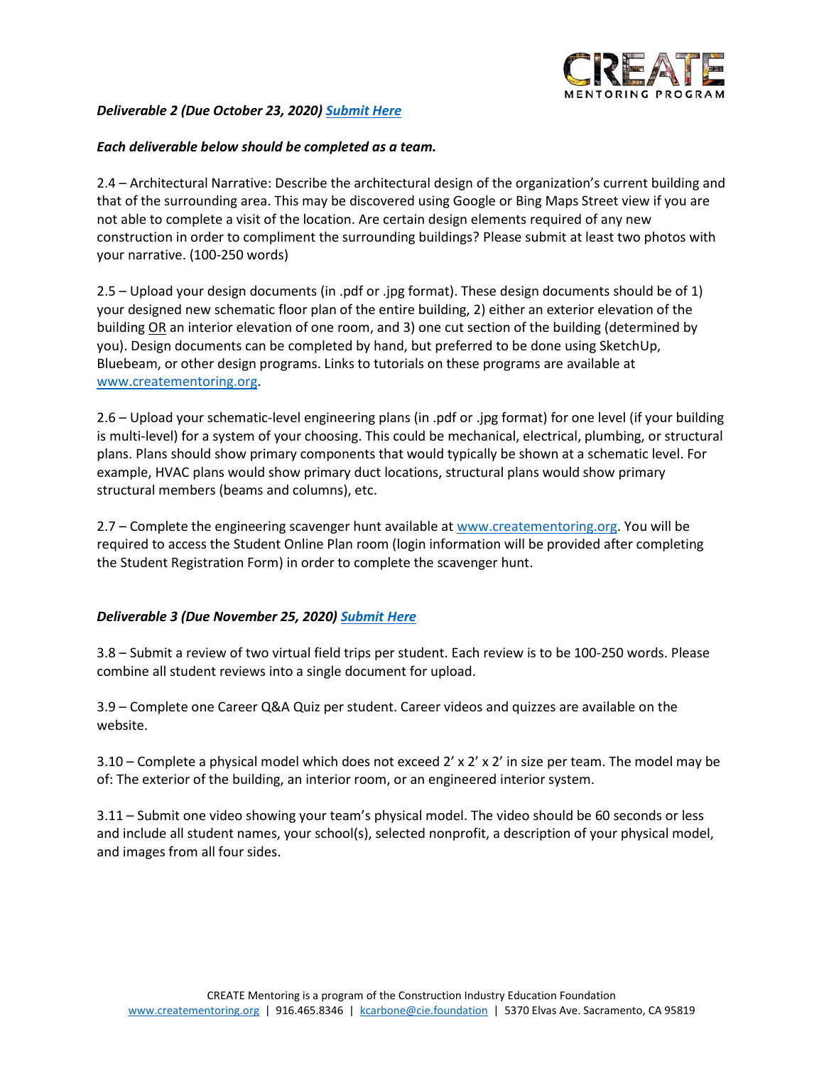***Deliverable 2 (Due October 23, 2020) [Submit Here]***

***Each deliverable below should be completed as a team.***

2.4 – Architectural Narrative: Describe the architectural design of the organization's current building and that of the surrounding area. This may be discovered using Google or Bing Maps Street view if you are not able to complete a visit of the location. Are certain design elements required of any new construction in order to compliment the surrounding buildings? Please submit at least two photos with your narrative. (100-250 words)

2.5 – Upload your design documents (in .pdf or .jpg format). These design documents should be of 1) your designed new schematic floor plan of the entire building, 2) either an exterior elevation of the building OR an interior elevation of one room, and 3) one cut section of the building (determined by you). Design documents can be completed by hand, but preferred to be done using SketchUp, Bluebeam, or other design programs. Links to tutorials on these programs are available at www.creatementoring.org.

2.6 – Upload your schematic-level engineering plans (in .pdf or .jpg format) for one level (if your building is multi-level) for a system of your choosing. This could be mechanical, electrical, plumbing, or structural plans. Plans should show primary components that would typically be shown at a schematic level. For example, HVAC plans would show primary duct locations, structural plans would show primary structural members (beams and columns), etc.

2.7 – Complete the engineering scavenger hunt available at www.creatementoring.org. You will be required to access the Student Online Plan room (login information will be provided after completing the Student Registration Form) in order to complete the scavenger hunt.

***Deliverable 3 (Due November 25, 2020) [Submit Here]***

3.8 – Submit a review of two virtual field trips per student. Each review is to be 100-250 words. Please combine all student reviews into a single document for upload.

3.9 – Complete one Career Q&A Quiz per student. Career videos and quizzes are available on the website.

3.10 – Complete a physical model which does not exceed 2' x 2' x 2' in size per team. The model may be of: The exterior of the building, an interior room, or an engineered interior system.

3.11 – Submit one video showing your team's physical model. The video should be 60 seconds or less and include all student names, your school(s), selected nonprofit, a description of your physical model, and images from all four sides.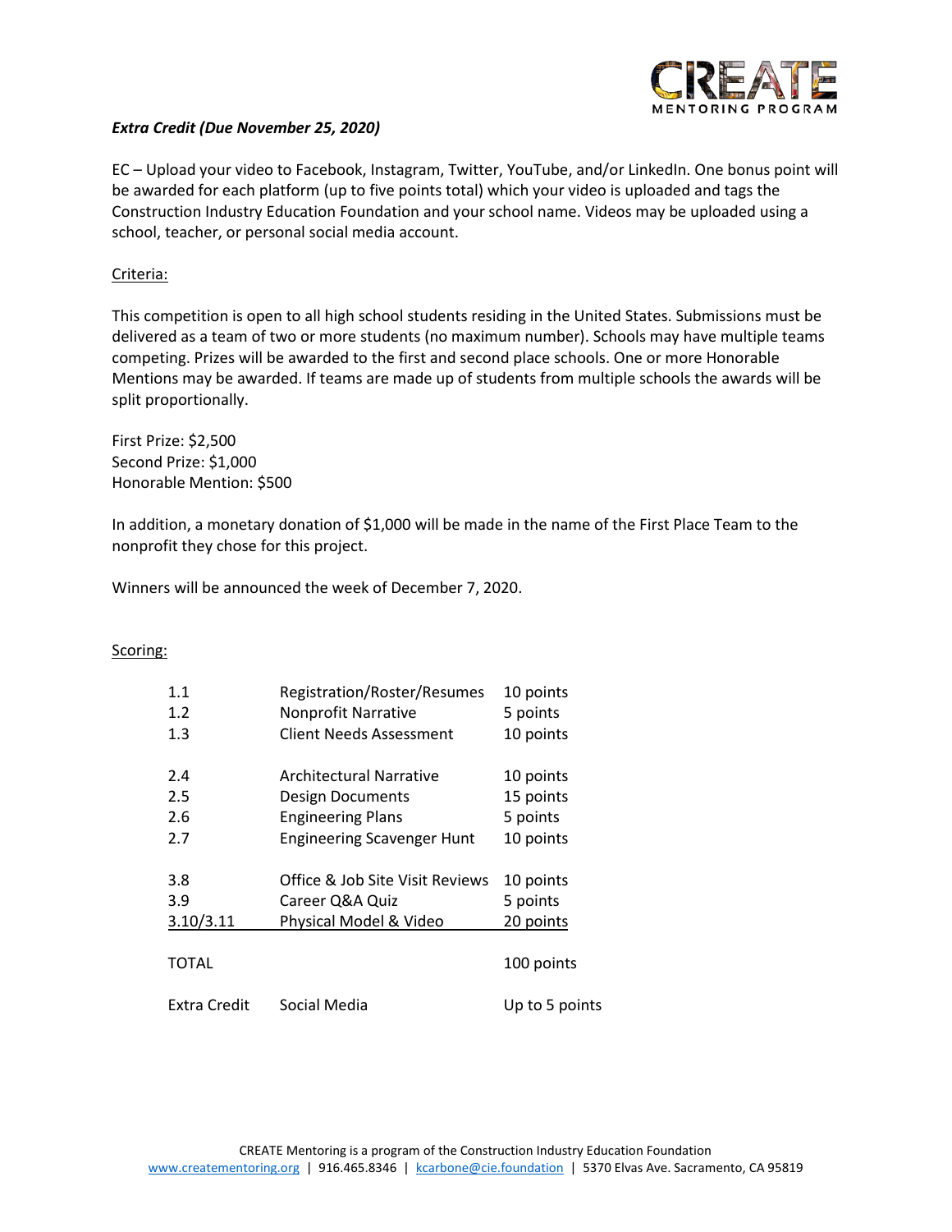***Extra Credit (Due November 25, 2020)***

EC – Upload your video to Facebook, Instagram, Twitter, YouTube, and/or LinkedIn. One bonus point will be awarded for each platform (up to five points total) which your video is uploaded and tags the Construction Industry Education Foundation and your school name. Videos may be uploaded using a school, teacher, or personal social media account.

Criteria:

This competition is open to all high school students residing in the United States. Submissions must be delivered as a team of two or more students (no maximum number). Schools may have multiple teams competing. Prizes will be awarded to the first and second place schools. One or more Honorable Mentions may be awarded. If teams are made up of students from multiple schools the awards will be split proportionally.

First Prize: $2,500
Second Prize: $1,000
Honorable Mention: $500

In addition, a monetary donation of $1,000 will be made in the name of the First Place Team to the nonprofit they chose for this project.

Winners will be announced the week of December 7, 2020.

Scoring:

| | | |
|---|---|---|
| 1.1 | Registration/Roster/Resumes | 10 points |
| 1.2 | Nonprofit Narrative | 5 points |
| 1.3 | Client Needs Assessment | 10 points |
| 2.4 | Architectural Narrative | 10 points |
| 2.5 | Design Documents | 15 points |
| 2.6 | Engineering Plans | 5 points |
| 2.7 | Engineering Scavenger Hunt | 10 points |
| 3.8 | Office & Job Site Visit Reviews | 10 points |
| 3.9 | Career Q&A Quiz | 5 points |
| 3.10/3.11 | Physical Model & Video | 20 points |
| TOTAL | | 100 points |
| Extra Credit | Social Media | Up to 5 points |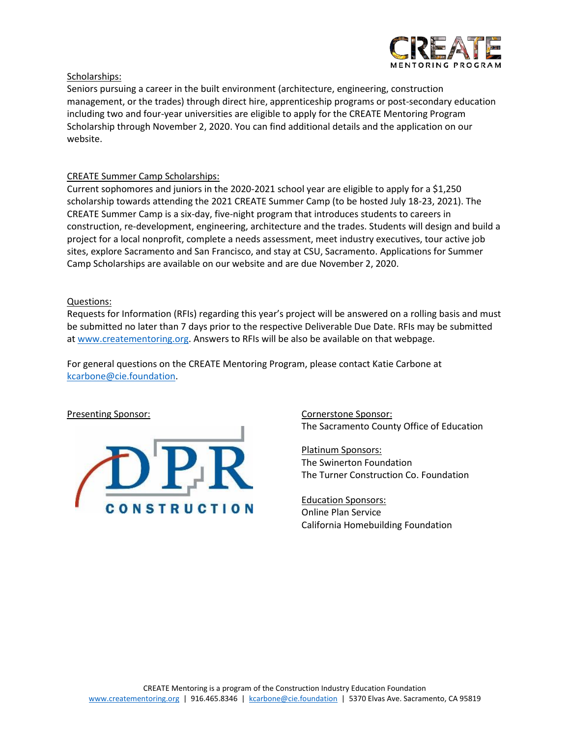Scholarships:

Seniors pursuing a career in the built environment (architecture, engineering, construction management, or the trades) through direct hire, apprenticeship programs or post-secondary education including two and four-year universities are eligible to apply for the CREATE Mentoring Program Scholarship through November 2, 2020. You can find additional details and the application on our website.

CREATE Summer Camp Scholarships:

Current sophomores and juniors in the 2020-2021 school year are eligible to apply for a $1,250 scholarship towards attending the 2021 CREATE Summer Camp (to be hosted July 18-23, 2021). The CREATE Summer Camp is a six-day, five-night program that introduces students to careers in construction, re-development, engineering, architecture and the trades. Students will design and build a project for a local nonprofit, complete a needs assessment, meet industry executives, tour active job sites, explore Sacramento and San Francisco, and stay at CSU, Sacramento. Applications for Summer Camp Scholarships are available on our website and are due November 2, 2020.

Questions:

Requests for Information (RFIs) regarding this year's project will be answered on a rolling basis and must be submitted no later than 7 days prior to the respective Deliverable Due Date. RFIs may be submitted at www.creatementoring.org. Answers to RFIs will be also be available on that webpage.

For general questions on the CREATE Mentoring Program, please contact Katie Carbone at kcarbone@cie.foundation.

Presenting Sponsor:

DPR CONSTRUCTION

Cornerstone Sponsor:
The Sacramento County Office of Education

Platinum Sponsors:
The Swinerton Foundation
The Turner Construction Co. Foundation

Education Sponsors:
Online Plan Service
California Homebuilding Foundation

CREATE Mentoring is a program of the Construction Industry Education Foundation
www.creatementoring.org | 916.465.8346 | kcarbone@cie.foundation | 5370 Elvas Ave. Sacramento, CA 95819